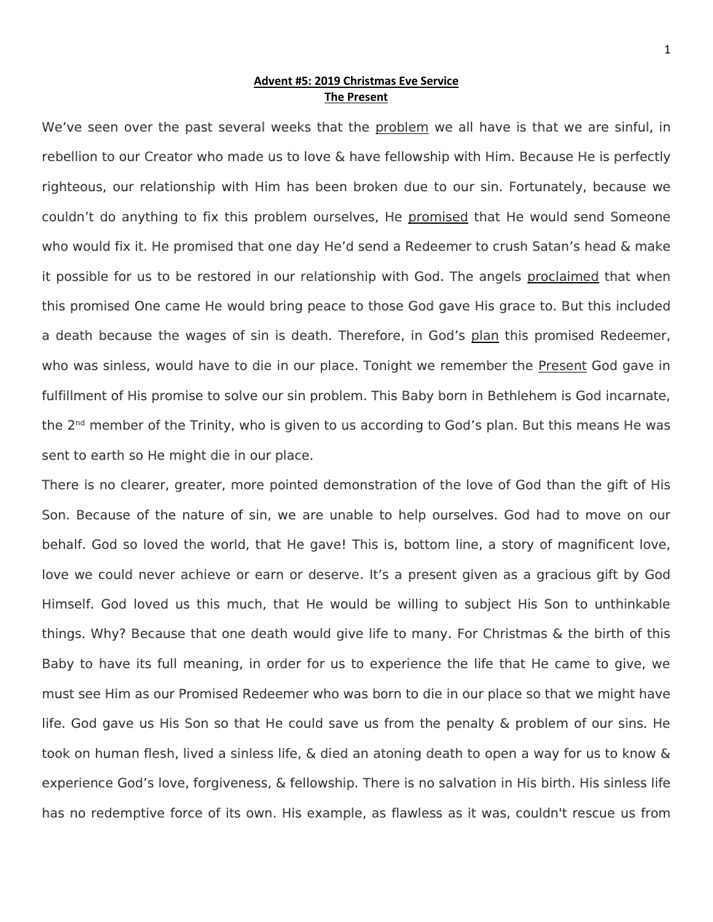# **Advent #5: 2019 Christmas Eve Service**
## **The Present**

We've seen over the past several weeks that the problem we all have is that we are sinful, in rebellion to our Creator who made us to love & have fellowship with Him. Because He is perfectly righteous, our relationship with Him has been broken due to our sin. Fortunately, because we couldn't do anything to fix this problem ourselves, He promised that He would send Someone who would fix it. He promised that one day He'd send a Redeemer to crush Satan's head & make it possible for us to be restored in our relationship with God. The angels proclaimed that when this promised One came He would bring peace to those God gave His grace to. But this included a death because the wages of sin is death. Therefore, in God's plan this promised Redeemer, who was sinless, would have to die in our place. Tonight we remember the Present God gave in fulfillment of His promise to solve our sin problem. This Baby born in Bethlehem is God incarnate, the 2nd member of the Trinity, who is given to us according to God's plan. But this means He was sent to earth so He might die in our place.

There is no clearer, greater, more pointed demonstration of the love of God than the gift of His Son. Because of the nature of sin, we are unable to help ourselves. God had to move on our behalf. God so loved the world, that He gave! This is, bottom line, a story of magnificent love, love we could never achieve or earn or deserve. It's a present given as a gracious gift by God Himself. God loved us this much, that He would be willing to subject His Son to unthinkable things. Why? Because that one death would give life to many. For Christmas & the birth of this Baby to have its full meaning, in order for us to experience the life that He came to give, we must see Him as our Promised Redeemer who was born to die in our place so that we might have life. God gave us His Son so that He could save us from the penalty & problem of our sins. He took on human flesh, lived a sinless life, & died an atoning death to open a way for us to know & experience God's love, forgiveness, & fellowship. There is no salvation in His birth. His sinless life has no redemptive force of its own. His example, as flawless as it was, couldn't rescue us from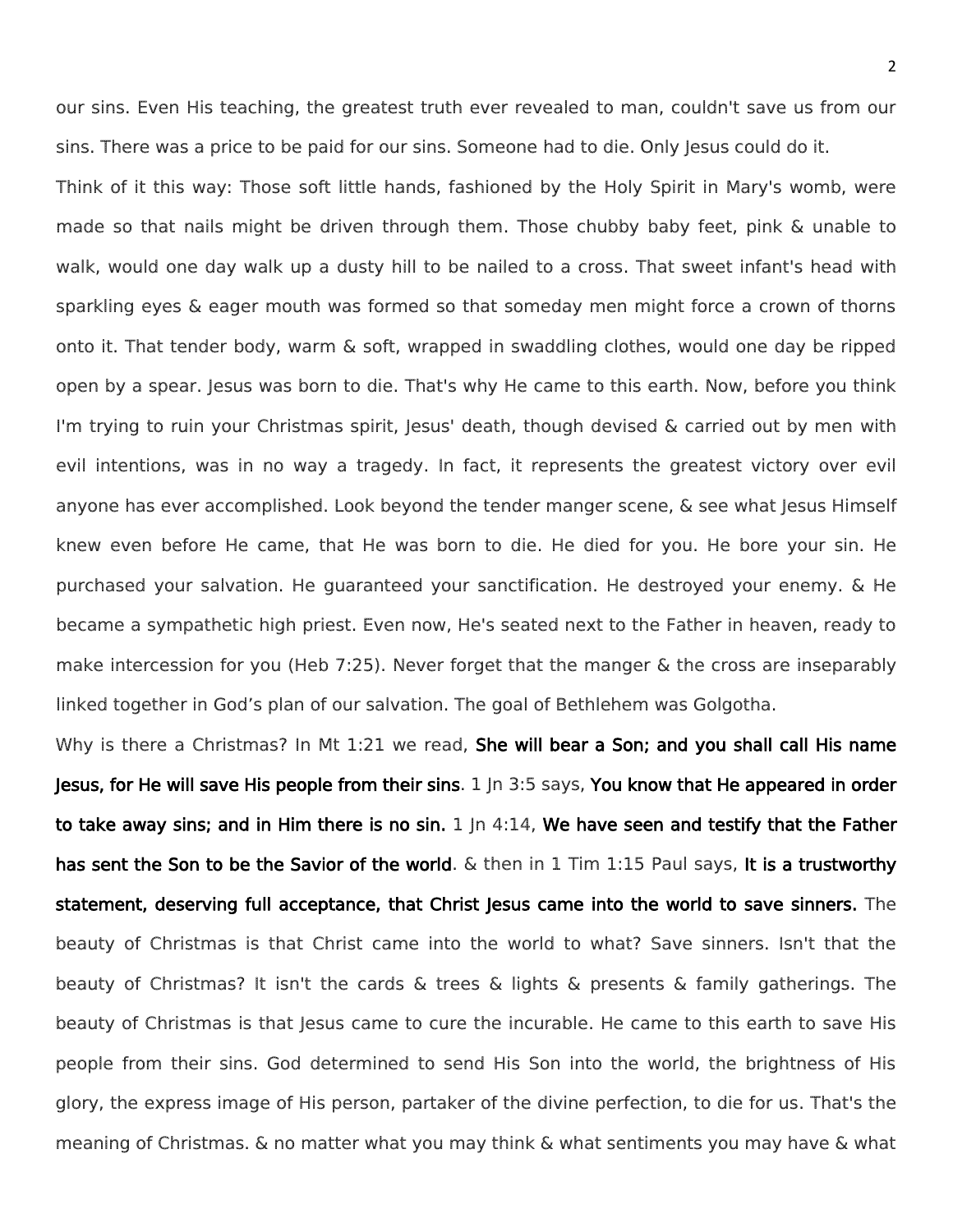our sins. Even His teaching, the greatest truth ever revealed to man, couldn't save us from our sins. There was a price to be paid for our sins. Someone had to die. Only Jesus could do it.

Think of it this way: Those soft little hands, fashioned by the Holy Spirit in Mary's womb, were made so that nails might be driven through them. Those chubby baby feet, pink & unable to walk, would one day walk up a dusty hill to be nailed to a cross. That sweet infant's head with sparkling eyes & eager mouth was formed so that someday men might force a crown of thorns onto it. That tender body, warm & soft, wrapped in swaddling clothes, would one day be ripped open by a spear. Jesus was born to die. That's why He came to this earth. Now, before you think I'm trying to ruin your Christmas spirit, Jesus' death, though devised & carried out by men with evil intentions, was in no way a tragedy. In fact, it represents the greatest victory over evil anyone has ever accomplished. Look beyond the tender manger scene, & see what Jesus Himself knew even before He came, that He was born to die. He died for you. He bore your sin. He purchased your salvation. He guaranteed your sanctification. He destroyed your enemy. & He became a sympathetic high priest. Even now, He's seated next to the Father in heaven, ready to make intercession for you (Heb 7:25). Never forget that the manger & the cross are inseparably linked together in God's plan of our salvation. The goal of Bethlehem was Golgotha.

Why is there a Christmas? In Mt 1:21 we read, **She will bear a Son; and you shall call His name Jesus, for He will save His people from their sins**. 1 Jn 3:5 says, **You know that He appeared in order to take away sins; and in Him there is no sin.** 1 Jn 4:14, **We have seen and testify that the Father has sent the Son to be the Savior of the world**. & then in 1 Tim 1:15 Paul says, **It is a trustworthy statement, deserving full acceptance, that Christ Jesus came into the world to save sinners.** The beauty of Christmas is that Christ came into the world to what? Save sinners. Isn't that the beauty of Christmas? It isn't the cards & trees & lights & presents & family gatherings. The beauty of Christmas is that Jesus came to cure the incurable. He came to this earth to save His people from their sins. God determined to send His Son into the world, the brightness of His glory, the express image of His person, partaker of the divine perfection, to die for us. That's the meaning of Christmas. & no matter what you may think & what sentiments you may have & what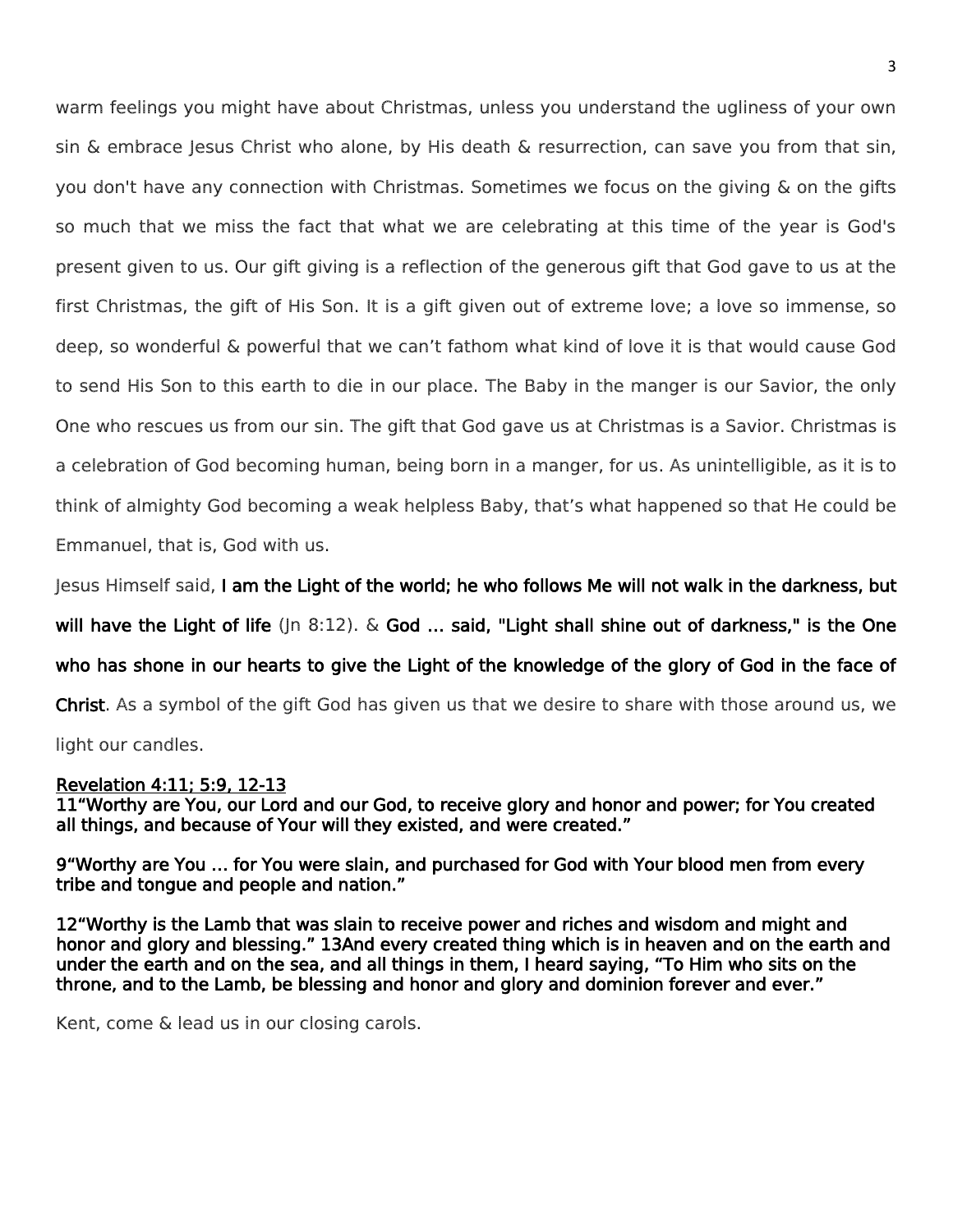warm feelings you might have about Christmas, unless you understand the ugliness of your own sin & embrace Jesus Christ who alone, by His death & resurrection, can save you from that sin, you don't have any connection with Christmas. Sometimes we focus on the giving & on the gifts so much that we miss the fact that what we are celebrating at this time of the year is God's present given to us. Our gift giving is a reflection of the generous gift that God gave to us at the first Christmas, the gift of His Son. It is a gift given out of extreme love; a love so immense, so deep, so wonderful & powerful that we can't fathom what kind of love it is that would cause God to send His Son to this earth to die in our place. The Baby in the manger is our Savior, the only One who rescues us from our sin. The gift that God gave us at Christmas is a Savior. Christmas is a celebration of God becoming human, being born in a manger, for us. As unintelligible, as it is to think of almighty God becoming a weak helpless Baby, that's what happened so that He could be Emmanuel, that is, God with us.

Jesus Himself said, **I am the Light of the world; he who follows Me will not walk in the darkness, but will have the Light of life** (Jn 8:12). & **God ... said, "Light shall shine out of darkness," is the One who has shone in our hearts to give the Light of the knowledge of the glory of God in the face of Christ**. As a symbol of the gift God has given us that we desire to share with those around us, we light our candles.

<u>Revelation 4:11; 5:9, 12-13</u>

**11"Worthy are You, our Lord and our God, to receive glory and honor and power; for You created all things, and because of Your will they existed, and were created."**

**9"Worthy are You ... for You were slain, and purchased for God with Your blood men from every tribe and tongue and people and nation."**

**12"Worthy is the Lamb that was slain to receive power and riches and wisdom and might and honor and glory and blessing." 13And every created thing which is in heaven and on the earth and under the earth and on the sea, and all things in them, I heard saying, "To Him who sits on the throne, and to the Lamb, be blessing and honor and glory and dominion forever and ever."**

Kent, come & lead us in our closing carols.